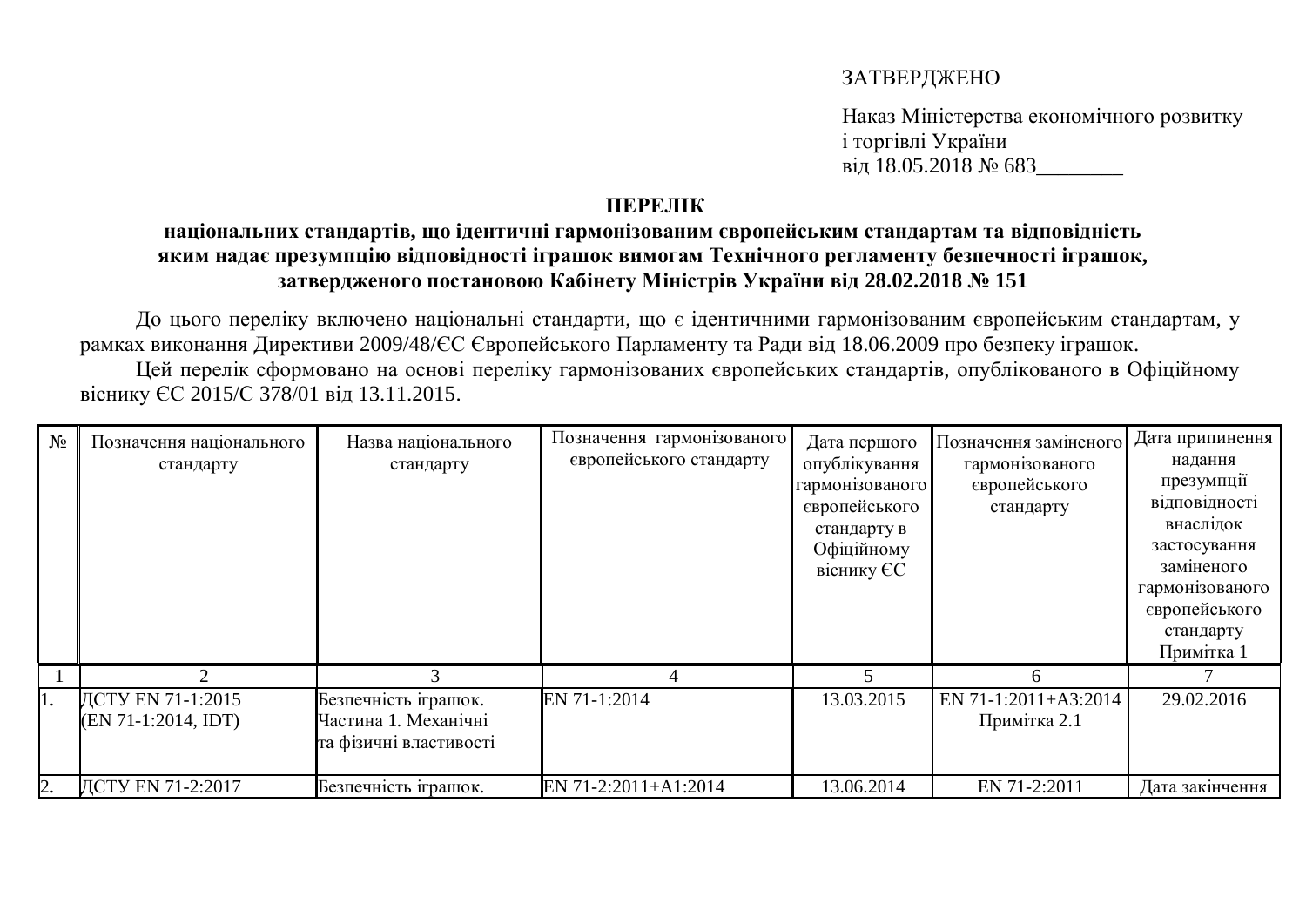ЗАТВЕРДЖЕНО

Наказ Міністерства економічного розвитку
і торгівлі України
від 18.05.2018 № 683________

**ПЕРЕЛІК**
**національних стандартів, що ідентичні гармонізованим європейським стандартам та відповідність яким надає презумпцію відповідності іграшок вимогам Технічного регламенту безпечності іграшок, затвердженого постановою Кабінету Міністрів України від 28.02.2018 № 151**

До цього переліку включено національні стандарти, що є ідентичними гармонізованим європейським стандартам, у рамках виконання Директиви 2009/48/ЄС Європейського Парламенту та Ради від 18.06.2009 про безпеку іграшок.

Цей перелік сформовано на основі переліку гармонізованих європейських стандартів, опублікованого в Офіційному віснику ЄС 2015/C 378/01 від 13.11.2015.

| № | Позначення національного стандарту | Назва національного стандарту | Позначення гармонізованого європейського стандарту | Дата першого опублікування гармонізованого європейського стандарту в Офіційному віснику ЄС | Позначення заміненого гармонізованого європейського стандарту | Дата припинення надання презумпції відповідності внаслідок застосування заміненого гармонізованого європейського стандарту Примітка 1 |
|---|---|---|---|---|---|---|
| 1 | 2 | 3 | 4 | 5 | 6 | 7 |
| 1. | ДСТУ EN 71-1:2015 (EN 71-1:2014, IDT) | Безпечність іграшок. Частина 1. Механічні та фізичні властивості | EN 71-1:2014 | 13.03.2015 | EN 71-1:2011+A3:2014 Примітка 2.1 | 29.02.2016 |
| 2. | ДСТУ EN 71-2:2017 | Безпечність іграшок. | EN 71-2:2011+A1:2014 | 13.06.2014 | EN 71-2:2011 | Дата закінчення |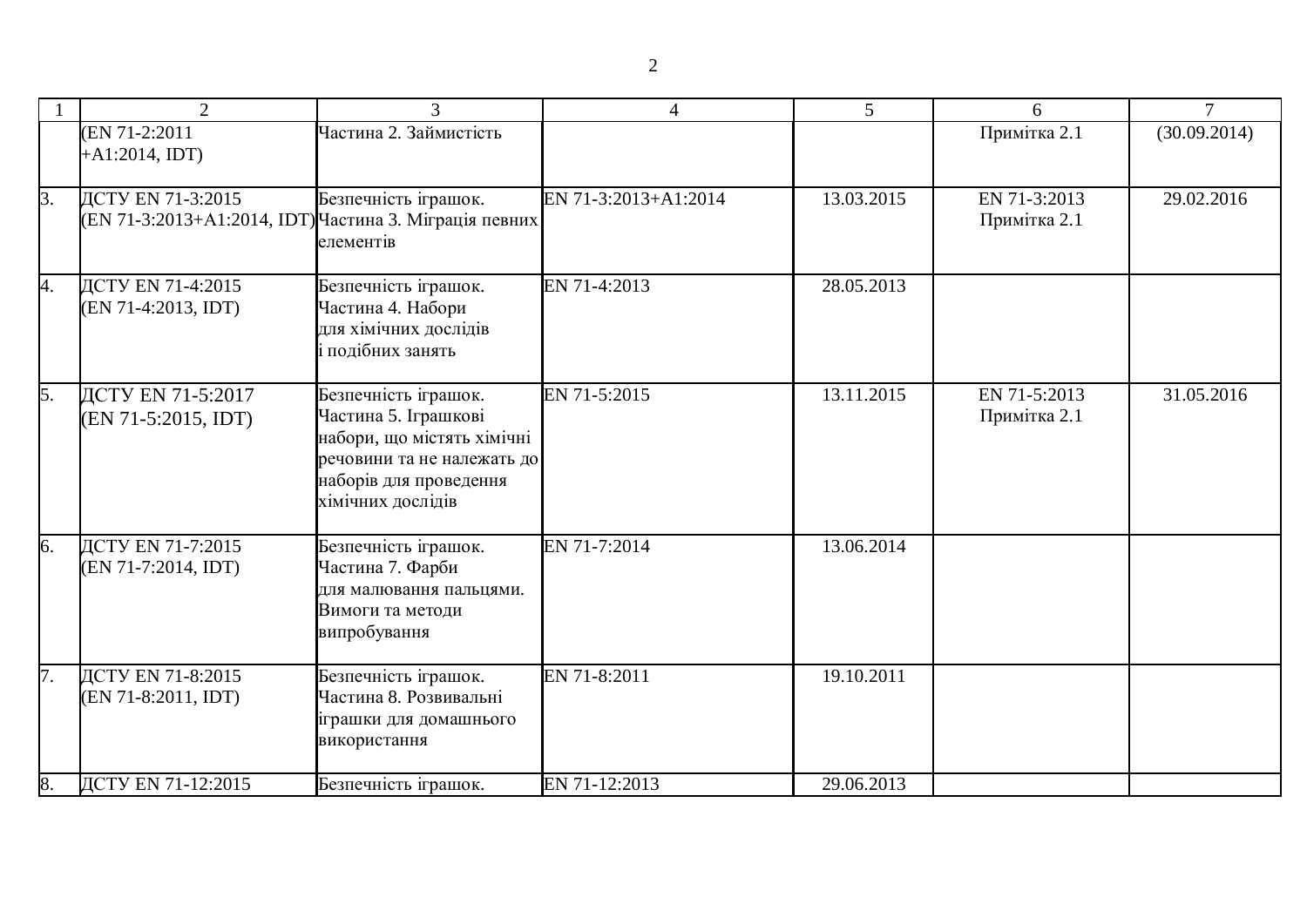| 1 | 2 | 3 | 4 | 5 | 6 | 7 |
|---|---|---|---|---|---|---|
| | (EN 71-2:2011 +A1:2014, IDT) | Частина 2. Займистість | | | Примітка 2.1 | (30.09.2014) |
| 3. | ДСТУ EN 71-3:2015 (EN 71-3:2013+A1:2014, IDT) | Безпечність іграшок. Частина 3. Міграція певних елементів | EN 71-3:2013+A1:2014 | 13.03.2015 | EN 71-3:2013 Примітка 2.1 | 29.02.2016 |
| 4. | ДСТУ EN 71-4:2015 (EN 71-4:2013, IDT) | Безпечність іграшок. Частина 4. Набори для хімічних дослідів і подібних занять | EN 71-4:2013 | 28.05.2013 | | |
| 5. | ДСТУ EN 71-5:2017 (EN 71-5:2015, IDT) | Безпечність іграшок. Частина 5. Іграшкові набори, що містять хімічні речовини та не належать до наборів для проведення хімічних дослідів | EN 71-5:2015 | 13.11.2015 | EN 71-5:2013 Примітка 2.1 | 31.05.2016 |
| 6. | ДСТУ EN 71-7:2015 (EN 71-7:2014, IDT) | Безпечність іграшок. Частина 7. Фарби для малювання пальцями. Вимоги та методи випробування | EN 71-7:2014 | 13.06.2014 | | |
| 7. | ДСТУ EN 71-8:2015 (EN 71-8:2011, IDT) | Безпечність іграшок. Частина 8. Розвивальні іграшки для домашнього використання | EN 71-8:2011 | 19.10.2011 | | |
| 8. | ДСТУ EN 71-12:2015 | Безпечність іграшок. | EN 71-12:2013 | 29.06.2013 | | |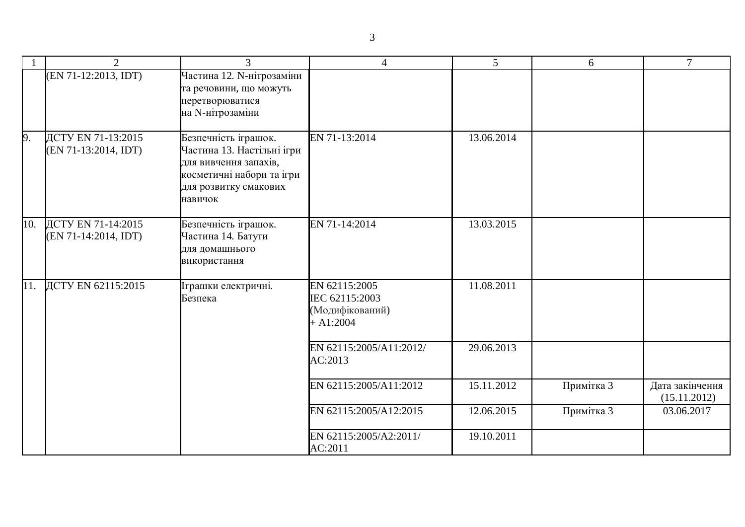| 1 | 2 | 3 | 4 | 5 | 6 | 7 |
|---|---|---|---|---|---|---|
| | (EN 71-12:2013, IDT) | Частина 12. N-нітрозаміни та речовини, що можуть перетворюватися на N-нітрозаміни | | | | |
| 9. | ДСТУ EN 71-13:2015 (EN 71-13:2014, IDT) | Безпечність іграшок. Частина 13. Настільні ігри для вивчення запахів, косметичні набори та ігри для розвитку смакових навичок | EN 71-13:2014 | 13.06.2014 | | |
| 10. | ДСТУ EN 71-14:2015 (EN 71-14:2014, IDT) | Безпечність іграшок. Частина 14. Батути для домашнього використання | EN 71-14:2014 | 13.03.2015 | | |
| 11. | ДСТУ EN 62115:2015 | Іграшки електричні. Безпека | EN 62115:2005 IEC 62115:2003 (Модифікований) + A1:2004 | 11.08.2011 | | |
| | | | EN 62115:2005/A11:2012/ AC:2013 | 29.06.2013 | | |
| | | | EN 62115:2005/A11:2012 | 15.11.2012 | Примітка 3 | Дата закінчення (15.11.2012) |
| | | | EN 62115:2005/A12:2015 | 12.06.2015 | Примітка 3 | 03.06.2017 |
| | | | EN 62115:2005/A2:2011/ AC:2011 | 19.10.2011 | | |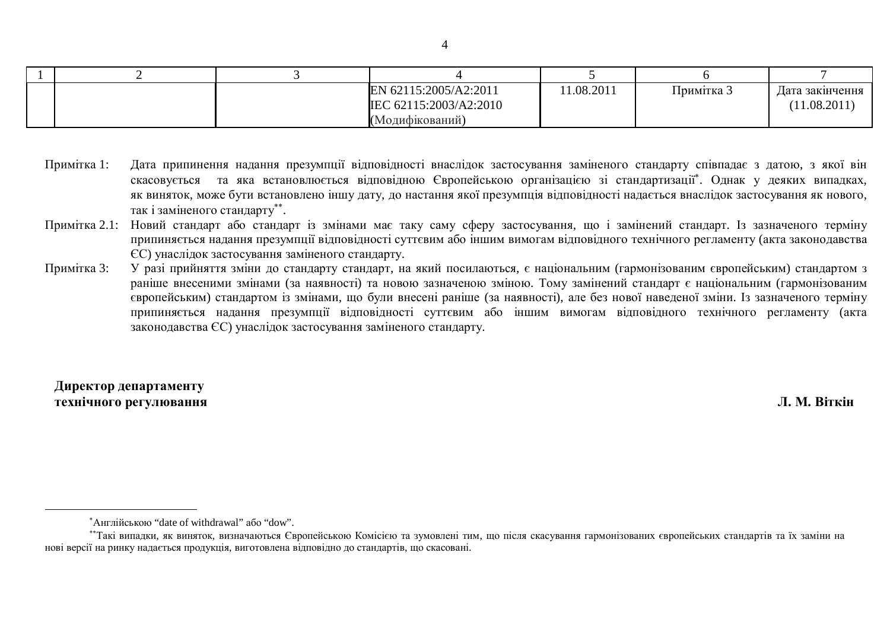| 1 | 2 | 3 | 4 | 5 | 6 | 7 |
|---|---|---|---|---|---|---|
| | | | EN 62115:2005/A2:2011<br>IEC 62115:2003/A2:2010<br>(Модифікований) | 11.08.2011 | Примітка 3 | Дата закінчення (11.08.2011) |

Примітка 1: Дата припинення надання презумпції відповідності внаслідок застосування заміненого стандарту співпадає з датою, з якої він скасовується та яка встановлюється відповідною Європейською організацією зі стандартизації*. Однак у деяких випадках, як виняток, може бути встановлено іншу дату, до настання якої презумпція відповідності надається внаслідок застосування як нового, так і заміненого стандарту**.

Примітка 2.1: Новий стандарт або стандарт із змінами має таку саму сферу застосування, що і замінений стандарт. Із зазначеного терміну припиняється надання презумпції відповідності суттєвим або іншим вимогам відповідного технічного регламенту (акта законодавства ЄС) унаслідок застосування заміненого стандарту.

Примітка 3: У разі прийняття зміни до стандарту стандарт, на який посилаються, є національним (гармонізованим європейським) стандартом з раніше внесеними змінами (за наявності) та новою зазначеною зміною. Тому замінений стандарт є національним (гармонізованим європейським) стандартом із змінами, що були внесені раніше (за наявності), але без нової наведеної зміни. Із зазначеного терміну припиняється надання презумпції відповідності суттєвим або іншим вимогам відповідного технічного регламенту (акта законодавства ЄС) унаслідок застосування заміненого стандарту.

**Директор департаменту**
**технічного регулювання** **Л. М. Віткін**

---

*Англійською “date of withdrawal” або “dow”.

**Такі випадки, як виняток, визначаються Європейською Комісією та зумовлені тим, що після скасування гармонізованих європейських стандартів та їх заміни на нові версії на ринку надається продукція, виготовлена відповідно до стандартів, що скасовані.